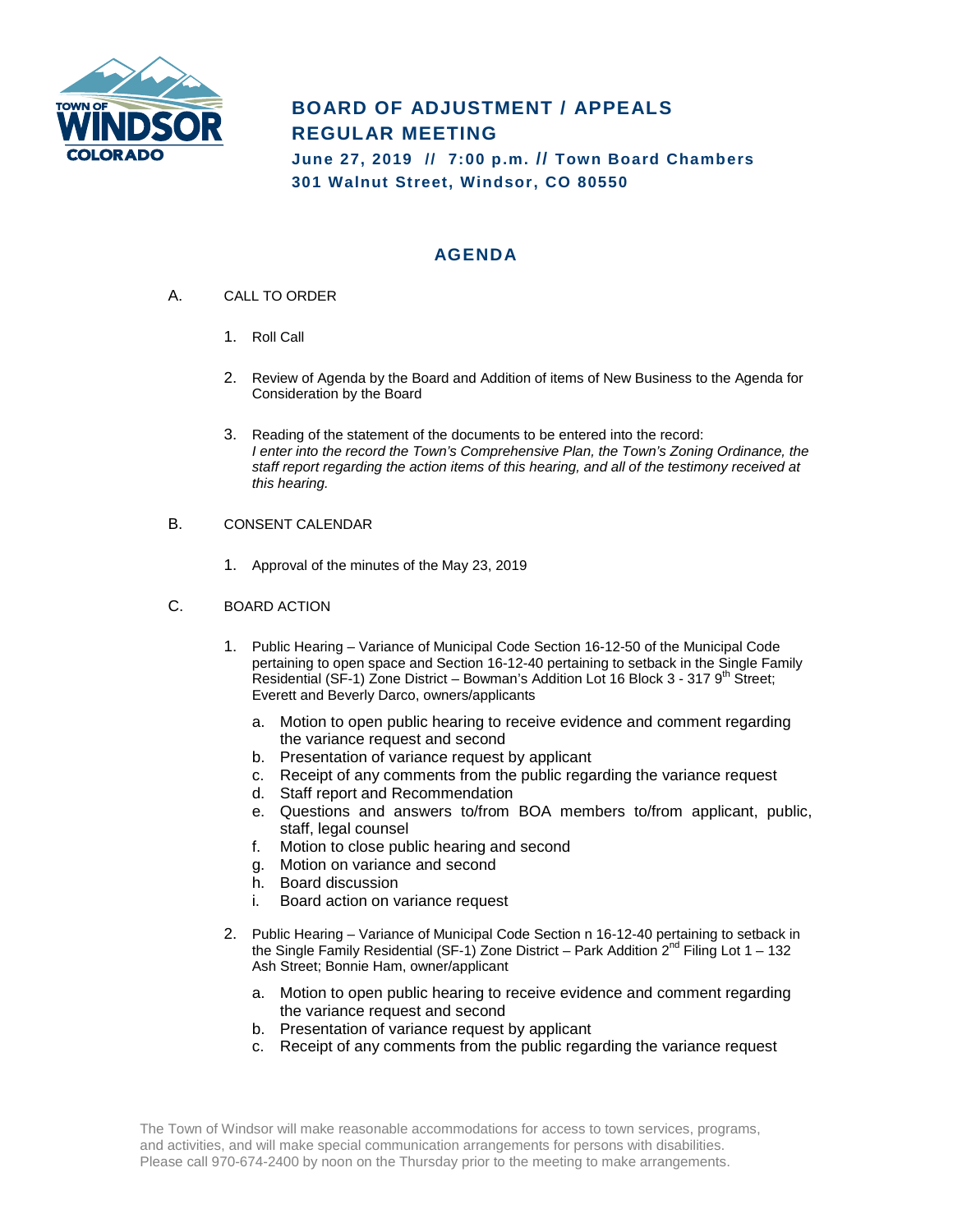# BOARD OF ADJUSTMENT / APPEALS REGULAR MEETING

**June 27, 2019 // 7:00 p.m. // Town Board Chambers**
**301 Walnut Street, Windsor, CO 80550**

## AGENDA

A. CALL TO ORDER

1. Roll Call
2. Review of Agenda by the Board and Addition of items of New Business to the Agenda for Consideration by the Board
3. Reading of the statement of the documents to be entered into the record:
   *I enter into the record the Town's Comprehensive Plan, the Town's Zoning Ordinance, the staff report regarding the action items of this hearing, and all of the testimony received at this hearing.*

B. CONSENT CALENDAR

1. Approval of the minutes of the May 23, 2019

C. BOARD ACTION

1. Public Hearing – Variance of Municipal Code Section 16-12-50 of the Municipal Code pertaining to open space and Section 16-12-40 pertaining to setback in the Single Family Residential (SF-1) Zone District – Bowman's Addition Lot 16 Block 3 - 317 9th Street; Everett and Beverly Darco, owners/applicants
   a. Motion to open public hearing to receive evidence and comment regarding the variance request and second
   b. Presentation of variance request by applicant
   c. Receipt of any comments from the public regarding the variance request
   d. Staff report and Recommendation
   e. Questions and answers to/from BOA members to/from applicant, public, staff, legal counsel
   f. Motion to close public hearing and second
   g. Motion on variance and second
   h. Board discussion
   i. Board action on variance request

2. Public Hearing – Variance of Municipal Code Section n 16-12-40 pertaining to setback in the Single Family Residential (SF-1) Zone District – Park Addition 2nd Filing Lot 1 – 132 Ash Street; Bonnie Ham, owner/applicant
   a. Motion to open public hearing to receive evidence and comment regarding the variance request and second
   b. Presentation of variance request by applicant
   c. Receipt of any comments from the public regarding the variance request

The Town of Windsor will make reasonable accommodations for access to town services, programs, and activities, and will make special communication arrangements for persons with disabilities. Please call 970-674-2400 by noon on the Thursday prior to the meeting to make arrangements.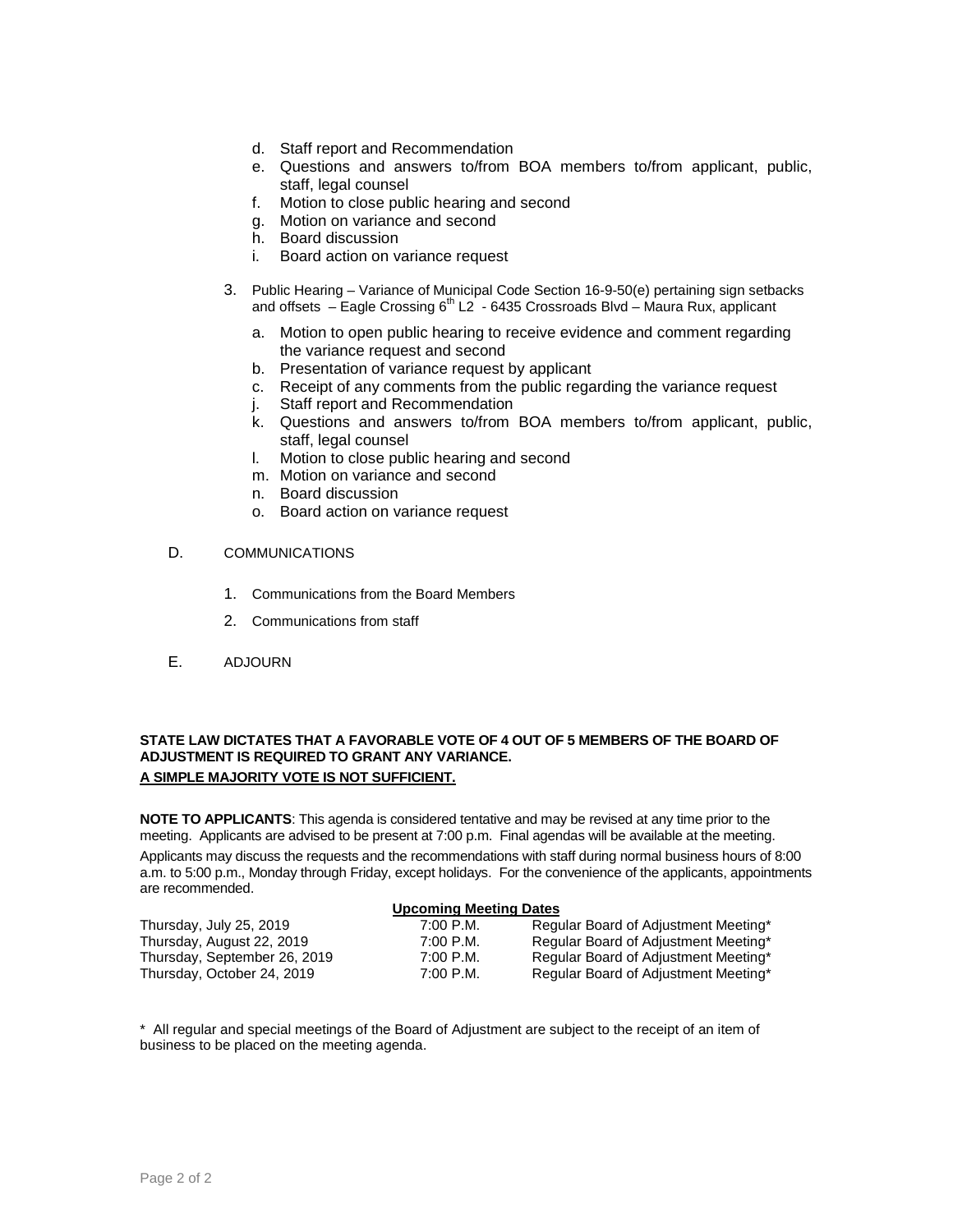d. Staff report and Recommendation
e. Questions and answers to/from BOA members to/from applicant, public, staff, legal counsel
f. Motion to close public hearing and second
g. Motion on variance and second
h. Board discussion
i. Board action on variance request

3. Public Hearing – Variance of Municipal Code Section 16-9-50(e) pertaining sign setbacks and offsets – Eagle Crossing 6th L2 - 6435 Crossroads Blvd – Maura Rux, applicant

   a. Motion to open public hearing to receive evidence and comment regarding the variance request and second
   b. Presentation of variance request by applicant
   c. Receipt of any comments from the public regarding the variance request
   j. Staff report and Recommendation
   k. Questions and answers to/from BOA members to/from applicant, public, staff, legal counsel
   l. Motion to close public hearing and second
   m. Motion on variance and second
   n. Board discussion
   o. Board action on variance request

D. COMMUNICATIONS

1. Communications from the Board Members
2. Communications from staff

E. ADJOURN

**STATE LAW DICTATES THAT A FAVORABLE VOTE OF 4 OUT OF 5 MEMBERS OF THE BOARD OF ADJUSTMENT IS REQUIRED TO GRANT ANY VARIANCE.**
**A SIMPLE MAJORITY VOTE IS NOT SUFFICIENT.**

**NOTE TO APPLICANTS**: This agenda is considered tentative and may be revised at any time prior to the meeting. Applicants are advised to be present at 7:00 p.m. Final agendas will be available at the meeting.

Applicants may discuss the requests and the recommendations with staff during normal business hours of 8:00 a.m. to 5:00 p.m., Monday through Friday, except holidays. For the convenience of the applicants, appointments are recommended.

**Upcoming Meeting Dates**

| | | |
|---|---|---|
| Thursday, July 25, 2019 | 7:00 P.M. | Regular Board of Adjustment Meeting* |
| Thursday, August 22, 2019 | 7:00 P.M. | Regular Board of Adjustment Meeting* |
| Thursday, September 26, 2019 | 7:00 P.M. | Regular Board of Adjustment Meeting* |
| Thursday, October 24, 2019 | 7:00 P.M. | Regular Board of Adjustment Meeting* |

* All regular and special meetings of the Board of Adjustment are subject to the receipt of an item of business to be placed on the meeting agenda.